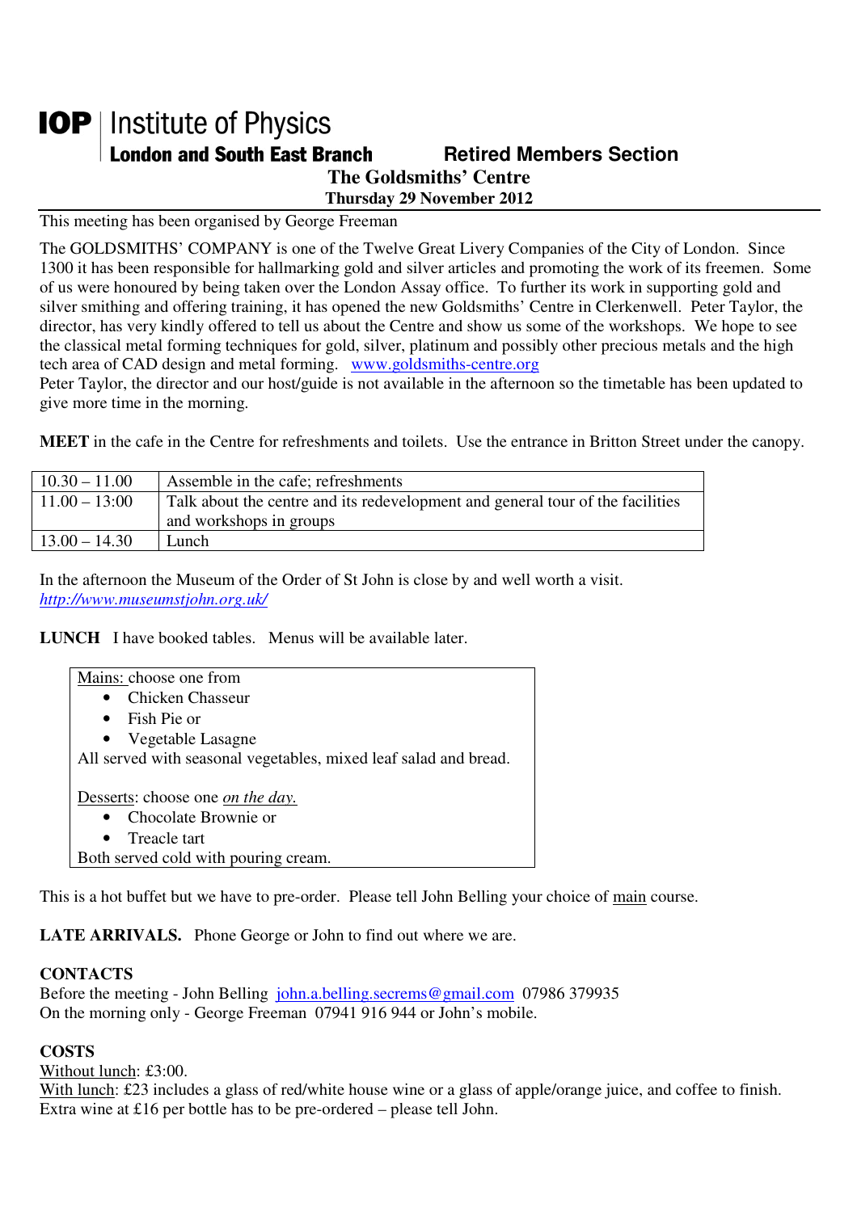# IOP | Institute of Physics

**London and South East Branch** **Retired Members Section**

## The Goldsmiths' Centre

**Thursday 29 November 2012**

This meeting has been organised by George Freeman

The GOLDSMITHS' COMPANY is one of the Twelve Great Livery Companies of the City of London. Since 1300 it has been responsible for hallmarking gold and silver articles and promoting the work of its freemen. Some of us were honoured by being taken over the London Assay office. To further its work in supporting gold and silver smithing and offering training, it has opened the new Goldsmiths' Centre in Clerkenwell. Peter Taylor, the director, has very kindly offered to tell us about the Centre and show us some of the workshops. We hope to see the classical metal forming techniques for gold, silver, platinum and possibly other precious metals and the high tech area of CAD design and metal forming. www.goldsmiths-centre.org

Peter Taylor, the director and our host/guide is not available in the afternoon so the timetable has been updated to give more time in the morning.

**MEET** in the cafe in the Centre for refreshments and toilets. Use the entrance in Britton Street under the canopy.

| | |
|---|---|
| 10.30 – 11.00 | Assemble in the cafe; refreshments |
| 11.00 – 13:00 | Talk about the centre and its redevelopment and general tour of the facilities and workshops in groups |
| 13.00 – 14.30 | Lunch |

In the afternoon the Museum of the Order of St John is close by and well worth a visit.
*http://www.museumstjohn.org.uk/*

**LUNCH** I have booked tables. Menus will be available later.

Mains: choose one from

- Chicken Chasseur
- Fish Pie or
- Vegetable Lasagne

All served with seasonal vegetables, mixed leaf salad and bread.

Desserts: choose one *on the day.*

- Chocolate Brownie or
- Treacle tart

Both served cold with pouring cream.

This is a hot buffet but we have to pre-order. Please tell John Belling your choice of main course.

**LATE ARRIVALS.** Phone George or John to find out where we are.

**CONTACTS**

Before the meeting - John Belling john.a.belling.secrems@gmail.com 07986 379935

On the morning only - George Freeman 07941 916 944 or John's mobile.

**COSTS**

Without lunch: £3:00.

With lunch: £23 includes a glass of red/white house wine or a glass of apple/orange juice, and coffee to finish.
Extra wine at £16 per bottle has to be pre-ordered – please tell John.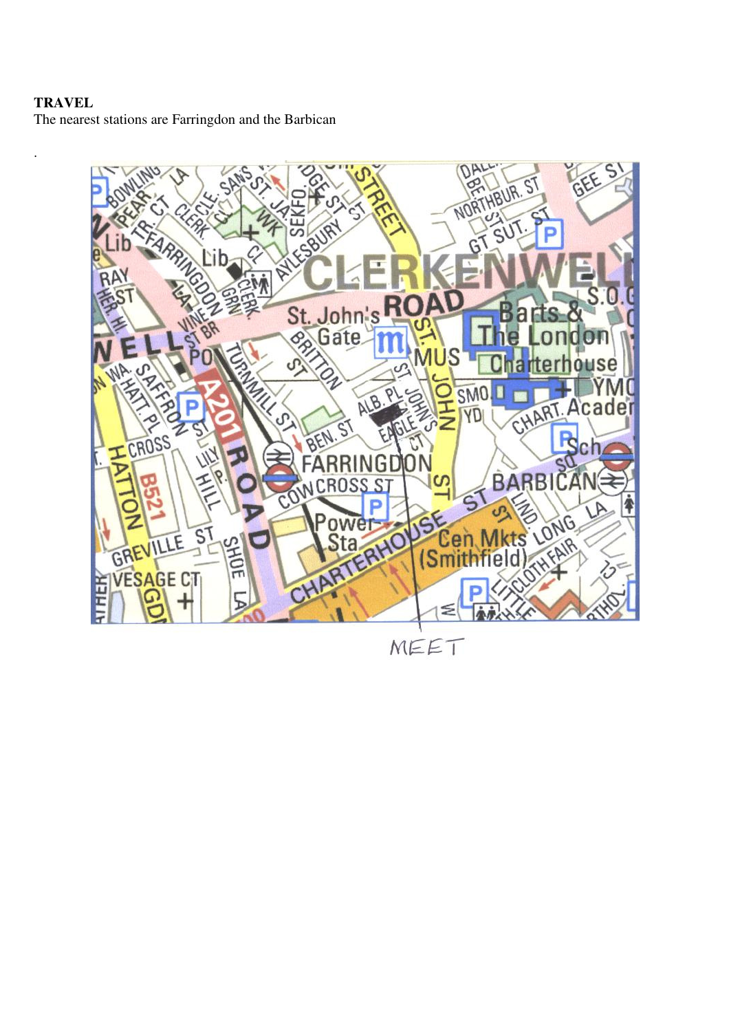**TRAVEL**

The nearest stations are Farringdon and the Barbican

.

MEET